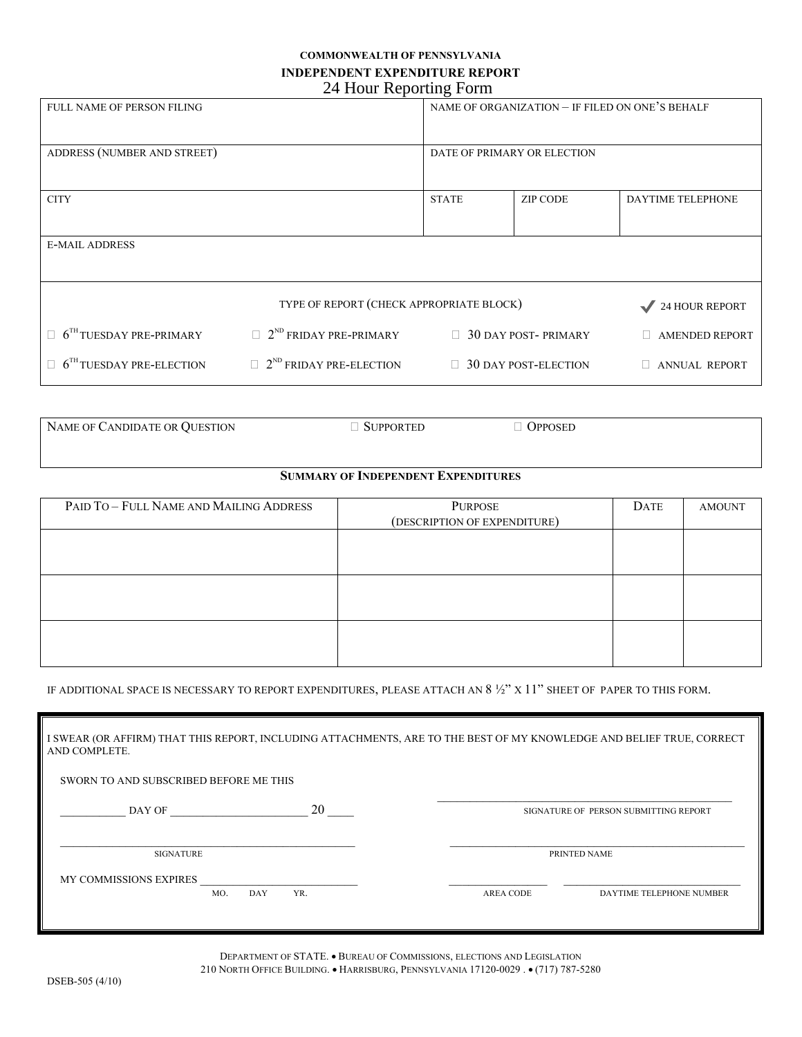**COMMONWEALTH OF PENNSYLVANIA**

**INDEPENDENT EXPENDITURE REPORT**

24 Hour Reporting Form

| FULL NAME OF PERSON FILING | NAME OF ORGANIZATION – IF FILED ON ONE'S BEHALF | | |
|---|---|---|---|
| ADDRESS (NUMBER AND STREET) | DATE OF PRIMARY OR ELECTION | | |
| CITY | STATE | ZIP CODE | DAYTIME TELEPHONE |
| E-MAIL ADDRESS | | | |

TYPE OF REPORT (CHECK APPROPRIATE BLOCK) ✔ 24 HOUR REPORT

| | | | |
|---|---|---|---|
| ☐ 6TH TUESDAY PRE-PRIMARY | ☐ 2ND FRIDAY PRE-PRIMARY | ☐ 30 DAY POST- PRIMARY | ☐ AMENDED REPORT |
| ☐ 6TH TUESDAY PRE-ELECTION | ☐ 2ND FRIDAY PRE-ELECTION | ☐ 30 DAY POST-ELECTION | ☐ ANNUAL REPORT |

NAME OF CANDIDATE OR QUESTION ☐ SUPPORTED ☐ OPPOSED

**SUMMARY OF INDEPENDENT EXPENDITURES**

| PAID TO – FULL NAME AND MAILING ADDRESS | PURPOSE (DESCRIPTION OF EXPENDITURE) | DATE | AMOUNT |
|---|---|---|---|
| | | | |
| | | | |
| | | | |

IF ADDITIONAL SPACE IS NECESSARY TO REPORT EXPENDITURES, PLEASE ATTACH AN 8 ½" X 11" SHEET OF PAPER TO THIS FORM.

I SWEAR (OR AFFIRM) THAT THIS REPORT, INCLUDING ATTACHMENTS, ARE TO THE BEST OF MY KNOWLEDGE AND BELIEF TRUE, CORRECT AND COMPLETE.

SWORN TO AND SUBSCRIBED BEFORE ME THIS

___________ DAY OF _______________________ 20 ____

_______________________________________
SIGNATURE OF PERSON SUBMITTING REPORT

_______________________________________
SIGNATURE

_______________________________________
PRINTED NAME

MY COMMISSIONS EXPIRES ____________________________
MO. DAY YR.

_____________ _______________________
AREA CODE DAYTIME TELEPHONE NUMBER

DEPARTMENT OF STATE. • BUREAU OF COMMISSIONS, ELECTIONS AND LEGISLATION
210 NORTH OFFICE BUILDING. • HARRISBURG, PENNSYLVANIA 17120-0029 . • (717) 787-5280

DSEB-505 (4/10)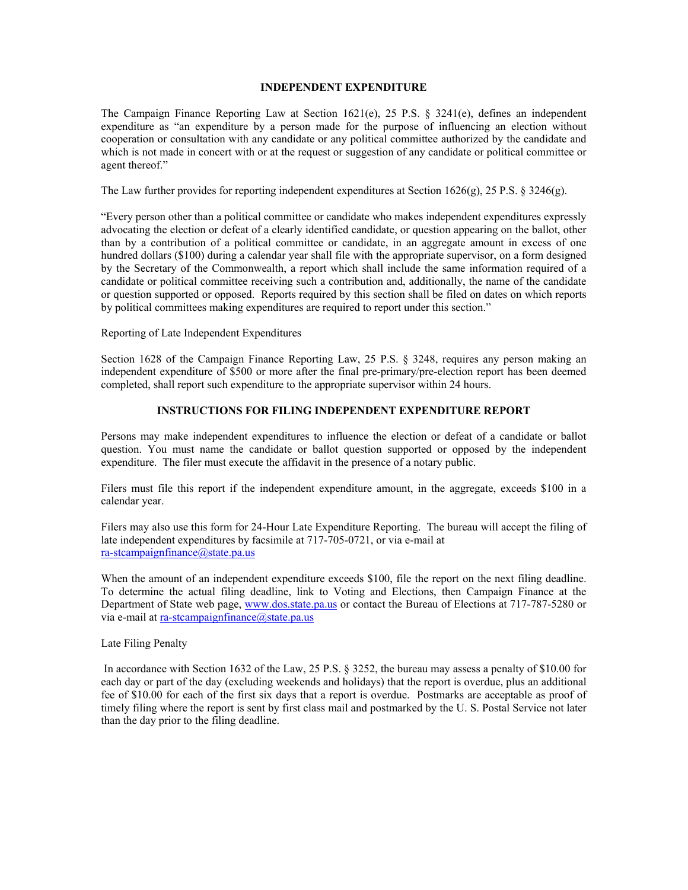## INDEPENDENT EXPENDITURE

The Campaign Finance Reporting Law at Section 1621(e), 25 P.S. § 3241(e), defines an independent expenditure as "an expenditure by a person made for the purpose of influencing an election without cooperation or consultation with any candidate or any political committee authorized by the candidate and which is not made in concert with or at the request or suggestion of any candidate or political committee or agent thereof."

The Law further provides for reporting independent expenditures at Section 1626(g), 25 P.S. § 3246(g).

"Every person other than a political committee or candidate who makes independent expenditures expressly advocating the election or defeat of a clearly identified candidate, or question appearing on the ballot, other than by a contribution of a political committee or candidate, in an aggregate amount in excess of one hundred dollars ($100) during a calendar year shall file with the appropriate supervisor, on a form designed by the Secretary of the Commonwealth, a report which shall include the same information required of a candidate or political committee receiving such a contribution and, additionally, the name of the candidate or question supported or opposed. Reports required by this section shall be filed on dates on which reports by political committees making expenditures are required to report under this section."

Reporting of Late Independent Expenditures

Section 1628 of the Campaign Finance Reporting Law, 25 P.S. § 3248, requires any person making an independent expenditure of $500 or more after the final pre-primary/pre-election report has been deemed completed, shall report such expenditure to the appropriate supervisor within 24 hours.

## INSTRUCTIONS FOR FILING INDEPENDENT EXPENDITURE REPORT

Persons may make independent expenditures to influence the election or defeat of a candidate or ballot question. You must name the candidate or ballot question supported or opposed by the independent expenditure. The filer must execute the affidavit in the presence of a notary public.

Filers must file this report if the independent expenditure amount, in the aggregate, exceeds $100 in a calendar year.

Filers may also use this form for 24-Hour Late Expenditure Reporting. The bureau will accept the filing of late independent expenditures by facsimile at 717-705-0721, or via e-mail at ra-stcampaignfinance@state.pa.us

When the amount of an independent expenditure exceeds $100, file the report on the next filing deadline. To determine the actual filing deadline, link to Voting and Elections, then Campaign Finance at the Department of State web page, www.dos.state.pa.us or contact the Bureau of Elections at 717-787-5280 or via e-mail at ra-stcampaignfinance@state.pa.us

Late Filing Penalty

In accordance with Section 1632 of the Law, 25 P.S. § 3252, the bureau may assess a penalty of $10.00 for each day or part of the day (excluding weekends and holidays) that the report is overdue, plus an additional fee of $10.00 for each of the first six days that a report is overdue. Postmarks are acceptable as proof of timely filing where the report is sent by first class mail and postmarked by the U. S. Postal Service not later than the day prior to the filing deadline.